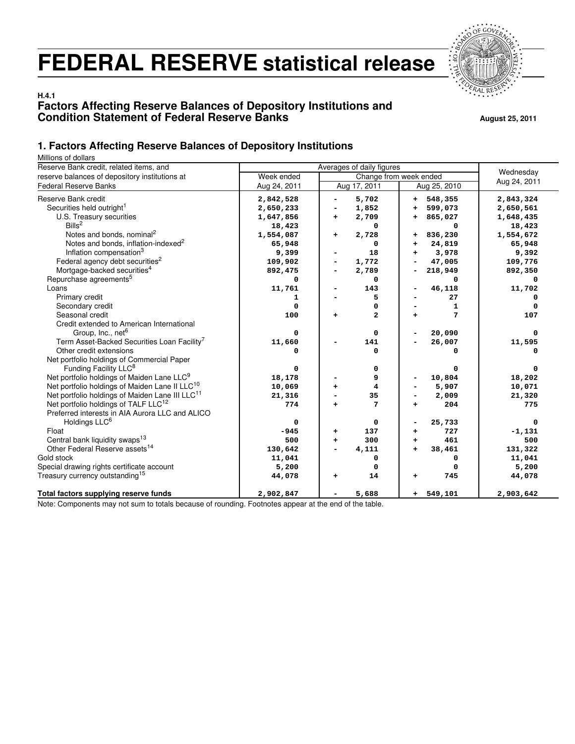# FEDERAL RESERVE statistical release

**H.4.1**

## Factors Affecting Reserve Balances of Depository Institutions and Condition Statement of Federal Reserve Banks

**August 25, 2011**

### 1. Factors Affecting Reserve Balances of Depository Institutions

Millions of dollars

| Reserve Bank credit, related items, and reserve balances of depository institutions at Federal Reserve Banks | Averages of daily figures | | | Wednesday Aug 24, 2011 |
|---|---|---|---|---|
| | Week ended Aug 24, 2011 | Change from week ended Aug 17, 2011 | Change from week ended Aug 25, 2010 | |
| Reserve Bank credit | 2,842,528 | - 5,702 | + 548,355 | 2,843,324 |
| Securities held outright[1] | 2,650,233 | - 1,852 | + 599,073 | 2,650,561 |
| U.S. Treasury securities | 1,647,856 | + 2,709 | + 865,027 | 1,648,435 |
| Bills[2] | 18,423 | 0 | 0 | 18,423 |
| Notes and bonds, nominal[2] | 1,554,087 | + 2,728 | + 836,230 | 1,554,672 |
| Notes and bonds, inflation-indexed[2] | 65,948 | 0 | + 24,819 | 65,948 |
| Inflation compensation[3] | 9,399 | - 18 | + 3,978 | 9,392 |
| Federal agency debt securities[2] | 109,902 | - 1,772 | - 47,005 | 109,776 |
| Mortgage-backed securities[4] | 892,475 | - 2,789 | - 218,949 | 892,350 |
| Repurchase agreements[5] | 0 | 0 | 0 | 0 |
| Loans | 11,761 | - 143 | - 46,118 | 11,702 |
| Primary credit | 1 | - 5 | - 27 | 0 |
| Secondary credit | 0 | 0 | - 1 | 0 |
| Seasonal credit | 100 | + 2 | + 7 | 107 |
| Credit extended to American International Group, Inc., net[6] | 0 | 0 | - 20,090 | 0 |
| Term Asset-Backed Securities Loan Facility[7] | 11,660 | - 141 | - 26,007 | 11,595 |
| Other credit extensions | 0 | 0 | 0 | 0 |
| Net portfolio holdings of Commercial Paper Funding Facility LLC[8] | 0 | 0 | 0 | 0 |
| Net portfolio holdings of Maiden Lane LLC[9] | 18,178 | - 9 | - 10,804 | 18,202 |
| Net portfolio holdings of Maiden Lane II LLC[10] | 10,069 | + 4 | - 5,907 | 10,071 |
| Net portfolio holdings of Maiden Lane III LLC[11] | 21,316 | - 35 | - 2,009 | 21,320 |
| Net portfolio holdings of TALF LLC[12] | 774 | + 7 | + 204 | 775 |
| Preferred interests in AIA Aurora LLC and ALICO Holdings LLC[6] | 0 | 0 | - 25,733 | 0 |
| Float | -945 | + 137 | + 727 | -1,131 |
| Central bank liquidity swaps[13] | 500 | + 300 | + 461 | 500 |
| Other Federal Reserve assets[14] | 130,642 | - 4,111 | + 38,461 | 131,322 |
| Gold stock | 11,041 | 0 | 0 | 11,041 |
| Special drawing rights certificate account | 5,200 | 0 | 0 | 5,200 |
| Treasury currency outstanding[15] | 44,078 | + 14 | + 745 | 44,078 |
| **Total factors supplying reserve funds** | 2,902,847 | - 5,688 | + 549,101 | 2,903,642 |

Note: Components may not sum to totals because of rounding. Footnotes appear at the end of the table.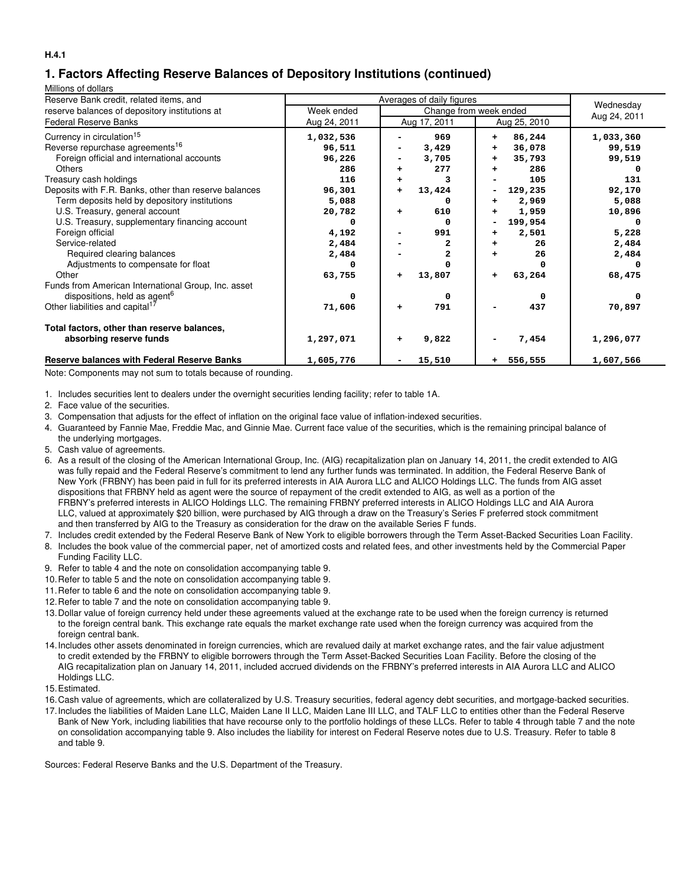H.4.1

## 1. Factors Affecting Reserve Balances of Depository Institutions (continued)

Millions of dollars

| Reserve Bank credit, related items, and reserve balances of depository institutions at Federal Reserve Banks | Averages of daily figures | | | Wednesday Aug 24, 2011 |
|---|---|---|---|---|
| | Week ended Aug 24, 2011 | Change from week ended | | |
| | | Aug 17, 2011 | Aug 25, 2010 | |
| Currency in circulation[15] | 1,032,536 | - 969 | + 86,244 | 1,033,360 |
| Reverse repurchase agreements[16] | 96,511 | - 3,429 | + 36,078 | 99,519 |
| Foreign official and international accounts | 96,226 | - 3,705 | + 35,793 | 99,519 |
| Others | 286 | + 277 | + 286 | 0 |
| Treasury cash holdings | 116 | + 3 | - 105 | 131 |
| Deposits with F.R. Banks, other than reserve balances | 96,301 | + 13,424 | - 129,235 | 92,170 |
| Term deposits held by depository institutions | 5,088 | 0 | + 2,969 | 5,088 |
| U.S. Treasury, general account | 20,782 | + 610 | + 1,959 | 10,896 |
| U.S. Treasury, supplementary financing account | 0 | 0 | - 199,954 | 0 |
| Foreign official | 4,192 | - 991 | + 2,501 | 5,228 |
| Service-related | 2,484 | - 2 | + 26 | 2,484 |
| Required clearing balances | 2,484 | - 2 | + 26 | 2,484 |
| Adjustments to compensate for float | 0 | 0 | 0 | 0 |
| Other | 63,755 | + 13,807 | + 63,264 | 68,475 |
| Funds from American International Group, Inc. asset dispositions, held as agent[6] | 0 | 0 | 0 | 0 |
| Other liabilities and capital[17] | 71,606 | + 791 | - 437 | 70,897 |
| **Total factors, other than reserve balances, absorbing reserve funds** | 1,297,071 | + 9,822 | - 7,454 | 1,296,077 |
| **Reserve balances with Federal Reserve Banks** | 1,605,776 | - 15,510 | + 556,555 | 1,607,566 |

Note: Components may not sum to totals because of rounding.

1. Includes securities lent to dealers under the overnight securities lending facility; refer to table 1A.
2. Face value of the securities.
3. Compensation that adjusts for the effect of inflation on the original face value of inflation-indexed securities.
4. Guaranteed by Fannie Mae, Freddie Mac, and Ginnie Mae. Current face value of the securities, which is the remaining principal balance of the underlying mortgages.
5. Cash value of agreements.
6. As a result of the closing of the American International Group, Inc. (AIG) recapitalization plan on January 14, 2011, the credit extended to AIG was fully repaid and the Federal Reserve's commitment to lend any further funds was terminated. In addition, the Federal Reserve Bank of New York (FRBNY) has been paid in full for its preferred interests in AIA Aurora LLC and ALICO Holdings LLC. The funds from AIG asset dispositions that FRBNY held as agent were the source of repayment of the credit extended to AIG, as well as a portion of the FRBNY's preferred interests in ALICO Holdings LLC. The remaining FRBNY preferred interests in ALICO Holdings LLC and AIA Aurora LLC, valued at approximately $20 billion, were purchased by AIG through a draw on the Treasury's Series F preferred stock commitment and then transferred by AIG to the Treasury as consideration for the draw on the available Series F funds.
7. Includes credit extended by the Federal Reserve Bank of New York to eligible borrowers through the Term Asset-Backed Securities Loan Facility.
8. Includes the book value of the commercial paper, net of amortized costs and related fees, and other investments held by the Commercial Paper Funding Facility LLC.
9. Refer to table 4 and the note on consolidation accompanying table 9.
10. Refer to table 5 and the note on consolidation accompanying table 9.
11. Refer to table 6 and the note on consolidation accompanying table 9.
12. Refer to table 7 and the note on consolidation accompanying table 9.
13. Dollar value of foreign currency held under these agreements valued at the exchange rate to be used when the foreign currency is returned to the foreign central bank. This exchange rate equals the market exchange rate used when the foreign currency was acquired from the foreign central bank.
14. Includes other assets denominated in foreign currencies, which are revalued daily at market exchange rates, and the fair value adjustment to credit extended by the FRBNY to eligible borrowers through the Term Asset-Backed Securities Loan Facility. Before the closing of the AIG recapitalization plan on January 14, 2011, included accrued dividends on the FRBNY's preferred interests in AIA Aurora LLC and ALICO Holdings LLC.
15. Estimated.
16. Cash value of agreements, which are collateralized by U.S. Treasury securities, federal agency debt securities, and mortgage-backed securities.
17. Includes the liabilities of Maiden Lane LLC, Maiden Lane II LLC, Maiden Lane III LLC, and TALF LLC to entities other than the Federal Reserve Bank of New York, including liabilities that have recourse only to the portfolio holdings of these LLCs. Refer to table 4 through table 7 and the note on consolidation accompanying table 9. Also includes the liability for interest on Federal Reserve notes due to U.S. Treasury. Refer to table 8 and table 9.

Sources: Federal Reserve Banks and the U.S. Department of the Treasury.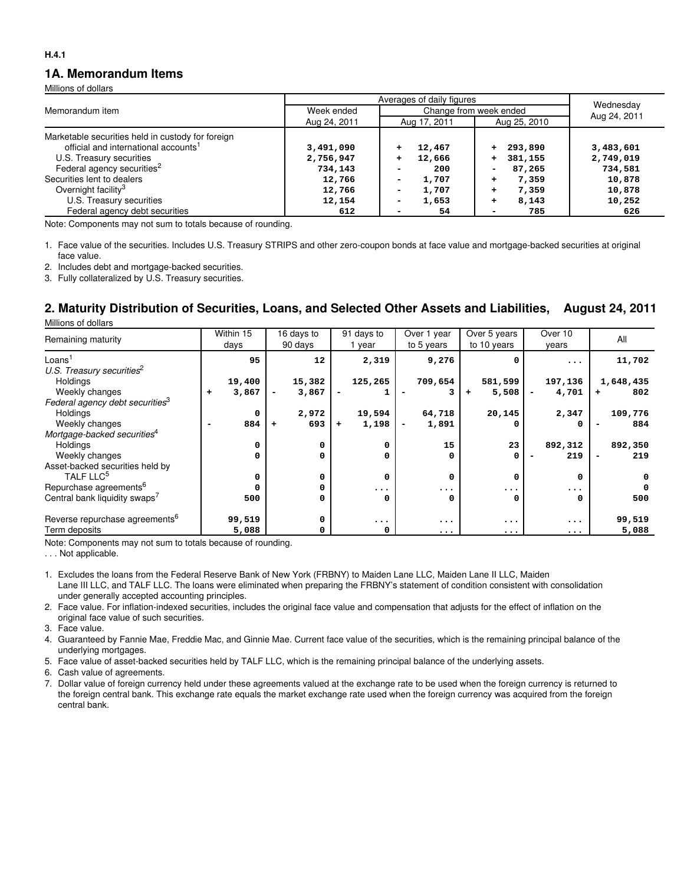H.4.1

## 1A. Memorandum Items

Millions of dollars

| Memorandum item | Averages of daily figures | | | Wednesday Aug 24, 2011 |
|---|---|---|---|---|
| | Week ended Aug 24, 2011 | Change from week ended | | |
| | | Aug 17, 2011 | Aug 25, 2010 | |
| Marketable securities held in custody for foreign official and international accounts[1] | 3,491,090 | + 12,467 | + 293,890 | 3,483,601 |
| U.S. Treasury securities | 2,756,947 | + 12,666 | + 381,155 | 2,749,019 |
| Federal agency securities[2] | 734,143 | - 200 | - 87,265 | 734,581 |
| Securities lent to dealers | 12,766 | - 1,707 | + 7,359 | 10,878 |
| Overnight facility[3] | 12,766 | - 1,707 | + 7,359 | 10,878 |
| U.S. Treasury securities | 12,154 | - 1,653 | + 8,143 | 10,252 |
| Federal agency debt securities | 612 | - 54 | - 785 | 626 |

Note: Components may not sum to totals because of rounding.

1. Face value of the securities. Includes U.S. Treasury STRIPS and other zero-coupon bonds at face value and mortgage-backed securities at original face value.
2. Includes debt and mortgage-backed securities.
3. Fully collateralized by U.S. Treasury securities.

## 2. Maturity Distribution of Securities, Loans, and Selected Other Assets and Liabilities, August 24, 2011

Millions of dollars

| Remaining maturity | Within 15 days | 16 days to 90 days | 91 days to 1 year | Over 1 year to 5 years | Over 5 years to 10 years | Over 10 years | All |
|---|---|---|---|---|---|---|---|
| Loans[1] | 95 | 12 | 2,319 | 9,276 | 0 | ... | 11,702 |
| *U.S. Treasury securities*[2] | | | | | | | |
| Holdings | 19,400 | 15,382 | 125,265 | 709,654 | 581,599 | 197,136 | 1,648,435 |
| Weekly changes | + 3,867 | - 3,867 | - 1 | - 3 | + 5,508 | - 4,701 | + 802 |
| *Federal agency debt securities*[3] | | | | | | | |
| Holdings | 0 | 2,972 | 19,594 | 64,718 | 20,145 | 2,347 | 109,776 |
| Weekly changes | - 884 | + 693 | + 1,198 | - 1,891 | 0 | 0 | - 884 |
| *Mortgage-backed securities*[4] | | | | | | | |
| Holdings | 0 | 0 | 0 | 15 | 23 | 892,312 | 892,350 |
| Weekly changes | 0 | 0 | 0 | 0 | 0 | - 219 | - 219 |
| Asset-backed securities held by TALF LLC[5] | 0 | 0 | 0 | 0 | 0 | 0 | 0 |
| Repurchase agreements[6] | 0 | 0 | ... | ... | ... | ... | 0 |
| Central bank liquidity swaps[7] | 500 | 0 | 0 | 0 | 0 | 0 | 500 |
| Reverse repurchase agreements[6] | 99,519 | 0 | ... | ... | ... | ... | 99,519 |
| Term deposits | 5,088 | 0 | 0 | ... | ... | ... | 5,088 |

Note: Components may not sum to totals because of rounding.

. . . Not applicable.

1. Excludes the loans from the Federal Reserve Bank of New York (FRBNY) to Maiden Lane LLC, Maiden Lane II LLC, Maiden Lane III LLC, and TALF LLC. The loans were eliminated when preparing the FRBNY's statement of condition consistent with consolidation under generally accepted accounting principles.
2. Face value. For inflation-indexed securities, includes the original face value and compensation that adjusts for the effect of inflation on the original face value of such securities.
3. Face value.
4. Guaranteed by Fannie Mae, Freddie Mac, and Ginnie Mae. Current face value of the securities, which is the remaining principal balance of the underlying mortgages.
5. Face value of asset-backed securities held by TALF LLC, which is the remaining principal balance of the underlying assets.
6. Cash value of agreements.
7. Dollar value of foreign currency held under these agreements valued at the exchange rate to be used when the foreign currency is returned to the foreign central bank. This exchange rate equals the market exchange rate used when the foreign currency was acquired from the foreign central bank.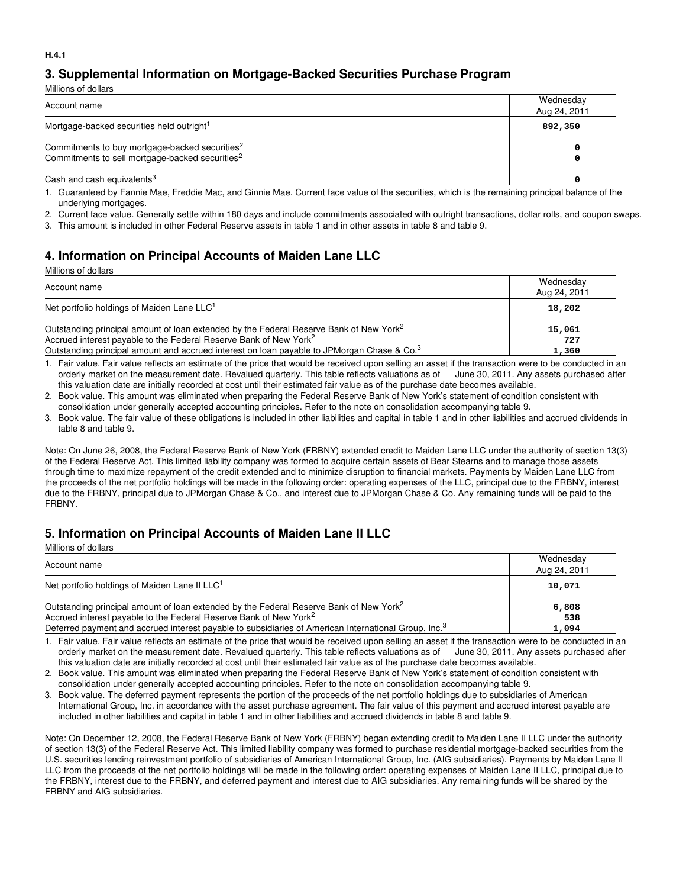H.4.1

## 3. Supplemental Information on Mortgage-Backed Securities Purchase Program

Millions of dollars

| Account name | Wednesday Aug 24, 2011 |
| --- | --- |
| Mortgage-backed securities held outright[1] | **892,350** |
| Commitments to buy mortgage-backed securities[2] | **0** |
| Commitments to sell mortgage-backed securities[2] | **0** |
| Cash and cash equivalents[3] | **0** |

1. Guaranteed by Fannie Mae, Freddie Mac, and Ginnie Mae. Current face value of the securities, which is the remaining principal balance of the underlying mortgages.
2. Current face value. Generally settle within 180 days and include commitments associated with outright transactions, dollar rolls, and coupon swaps.
3. This amount is included in other Federal Reserve assets in table 1 and in other assets in table 8 and table 9.

## 4. Information on Principal Accounts of Maiden Lane LLC

Millions of dollars

| Account name | Wednesday Aug 24, 2011 |
| --- | --- |
| Net portfolio holdings of Maiden Lane LLC[1] | **18,202** |
| Outstanding principal amount of loan extended by the Federal Reserve Bank of New York[2] | **15,061** |
| Accrued interest payable to the Federal Reserve Bank of New York[2] | **727** |
| Outstanding principal amount and accrued interest on loan payable to JPMorgan Chase & Co.[3] | **1,360** |

1. Fair value. Fair value reflects an estimate of the price that would be received upon selling an asset if the transaction were to be conducted in an orderly market on the measurement date. Revalued quarterly. This table reflects valuations as of June 30, 2011. Any assets purchased after this valuation date are initially recorded at cost until their estimated fair value as of the purchase date becomes available.
2. Book value. This amount was eliminated when preparing the Federal Reserve Bank of New York's statement of condition consistent with consolidation under generally accepted accounting principles. Refer to the note on consolidation accompanying table 9.
3. Book value. The fair value of these obligations is included in other liabilities and capital in table 1 and in other liabilities and accrued dividends in table 8 and table 9.

Note: On June 26, 2008, the Federal Reserve Bank of New York (FRBNY) extended credit to Maiden Lane LLC under the authority of section 13(3) of the Federal Reserve Act. This limited liability company was formed to acquire certain assets of Bear Stearns and to manage those assets through time to maximize repayment of the credit extended and to minimize disruption to financial markets. Payments by Maiden Lane LLC from the proceeds of the net portfolio holdings will be made in the following order: operating expenses of the LLC, principal due to the FRBNY, interest due to the FRBNY, principal due to JPMorgan Chase & Co., and interest due to JPMorgan Chase & Co. Any remaining funds will be paid to the FRBNY.

## 5. Information on Principal Accounts of Maiden Lane II LLC

Millions of dollars

| Account name | Wednesday Aug 24, 2011 |
| --- | --- |
| Net portfolio holdings of Maiden Lane II LLC[1] | **10,071** |
| Outstanding principal amount of loan extended by the Federal Reserve Bank of New York[2] | **6,808** |
| Accrued interest payable to the Federal Reserve Bank of New York[2] | **538** |
| Deferred payment and accrued interest payable to subsidiaries of American International Group, Inc.[3] | **1,094** |

1. Fair value. Fair value reflects an estimate of the price that would be received upon selling an asset if the transaction were to be conducted in an orderly market on the measurement date. Revalued quarterly. This table reflects valuations as of June 30, 2011. Any assets purchased after this valuation date are initially recorded at cost until their estimated fair value as of the purchase date becomes available.
2. Book value. This amount was eliminated when preparing the Federal Reserve Bank of New York's statement of condition consistent with consolidation under generally accepted accounting principles. Refer to the note on consolidation accompanying table 9.
3. Book value. The deferred payment represents the portion of the proceeds of the net portfolio holdings due to subsidiaries of American International Group, Inc. in accordance with the asset purchase agreement. The fair value of this payment and accrued interest payable are included in other liabilities and capital in table 1 and in other liabilities and accrued dividends in table 8 and table 9.

Note: On December 12, 2008, the Federal Reserve Bank of New York (FRBNY) began extending credit to Maiden Lane II LLC under the authority of section 13(3) of the Federal Reserve Act. This limited liability company was formed to purchase residential mortgage-backed securities from the U.S. securities lending reinvestment portfolio of subsidiaries of American International Group, Inc. (AIG subsidiaries). Payments by Maiden Lane II LLC from the proceeds of the net portfolio holdings will be made in the following order: operating expenses of Maiden Lane II LLC, principal due to the FRBNY, interest due to the FRBNY, and deferred payment and interest due to AIG subsidiaries. Any remaining funds will be shared by the FRBNY and AIG subsidiaries.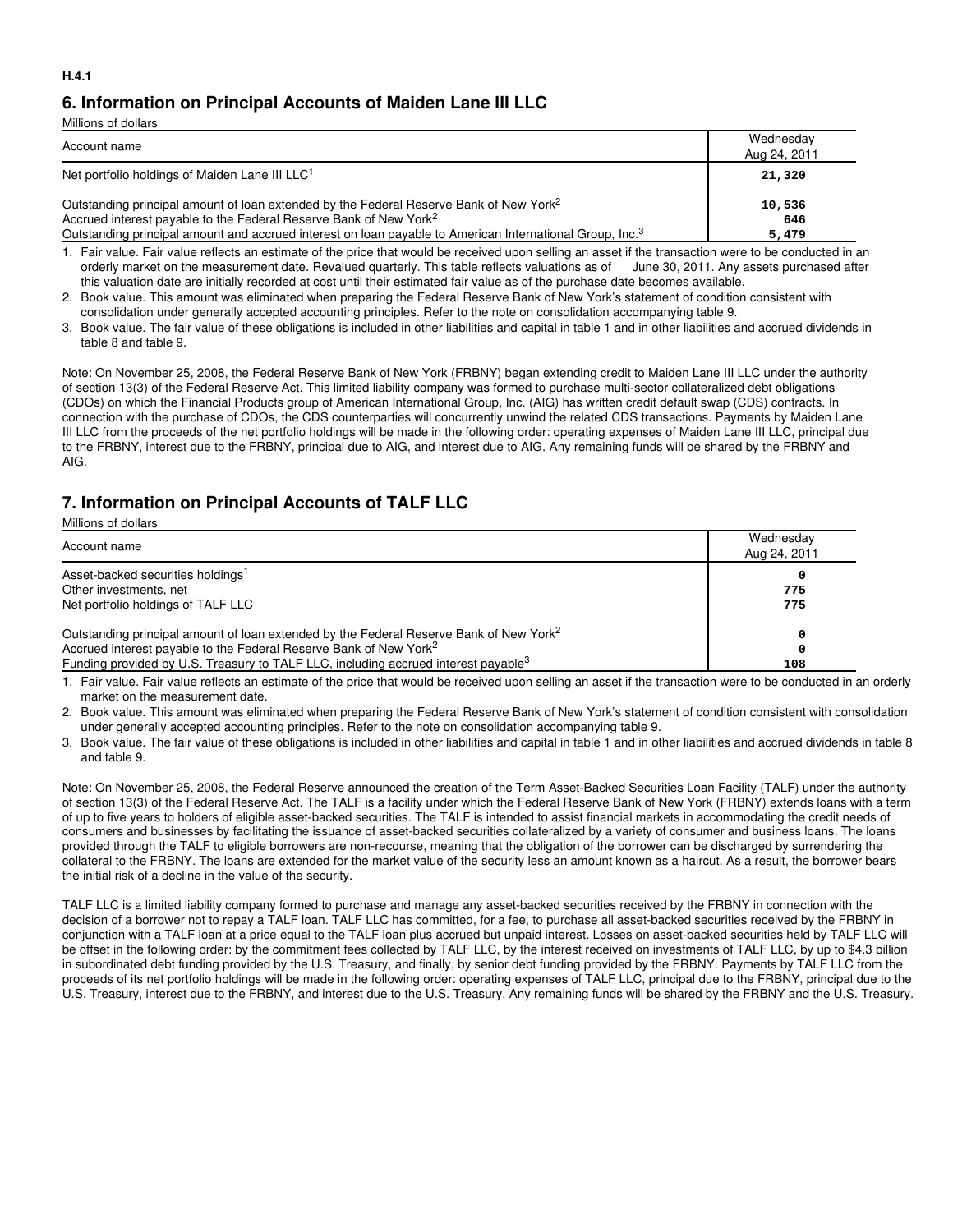H.4.1

## 6. Information on Principal Accounts of Maiden Lane III LLC

Millions of dollars

| Account name | Wednesday Aug 24, 2011 |
|---|---|
| Net portfolio holdings of Maiden Lane III LLC[1] | 21,320 |
| Outstanding principal amount of loan extended by the Federal Reserve Bank of New York[2] | 10,536 |
| Accrued interest payable to the Federal Reserve Bank of New York[2] | 646 |
| Outstanding principal amount and accrued interest on loan payable to American International Group, Inc.[3] | 5,479 |

1. Fair value. Fair value reflects an estimate of the price that would be received upon selling an asset if the transaction were to be conducted in an orderly market on the measurement date. Revalued quarterly. This table reflects valuations as of June 30, 2011. Any assets purchased after this valuation date are initially recorded at cost until their estimated fair value as of the purchase date becomes available.
2. Book value. This amount was eliminated when preparing the Federal Reserve Bank of New York's statement of condition consistent with consolidation under generally accepted accounting principles. Refer to the note on consolidation accompanying table 9.
3. Book value. The fair value of these obligations is included in other liabilities and capital in table 1 and in other liabilities and accrued dividends in table 8 and table 9.

Note: On November 25, 2008, the Federal Reserve Bank of New York (FRBNY) began extending credit to Maiden Lane III LLC under the authority of section 13(3) of the Federal Reserve Act. This limited liability company was formed to purchase multi-sector collateralized debt obligations (CDOs) on which the Financial Products group of American International Group, Inc. (AIG) has written credit default swap (CDS) contracts. In connection with the purchase of CDOs, the CDS counterparties will concurrently unwind the related CDS transactions. Payments by Maiden Lane III LLC from the proceeds of the net portfolio holdings will be made in the following order: operating expenses of Maiden Lane III LLC, principal due to the FRBNY, interest due to the FRBNY, principal due to AIG, and interest due to AIG. Any remaining funds will be shared by the FRBNY and AIG.

## 7. Information on Principal Accounts of TALF LLC

Millions of dollars

| Account name | Wednesday Aug 24, 2011 |
|---|---|
| Asset-backed securities holdings[1] | 0 |
| Other investments, net | 775 |
| Net portfolio holdings of TALF LLC | 775 |
| Outstanding principal amount of loan extended by the Federal Reserve Bank of New York[2] | 0 |
| Accrued interest payable to the Federal Reserve Bank of New York[2] | 0 |
| Funding provided by U.S. Treasury to TALF LLC, including accrued interest payable[3] | 108 |

1. Fair value. Fair value reflects an estimate of the price that would be received upon selling an asset if the transaction were to be conducted in an orderly market on the measurement date.
2. Book value. This amount was eliminated when preparing the Federal Reserve Bank of New York's statement of condition consistent with consolidation under generally accepted accounting principles. Refer to the note on consolidation accompanying table 9.
3. Book value. The fair value of these obligations is included in other liabilities and capital in table 1 and in other liabilities and accrued dividends in table 8 and table 9.

Note: On November 25, 2008, the Federal Reserve announced the creation of the Term Asset-Backed Securities Loan Facility (TALF) under the authority of section 13(3) of the Federal Reserve Act. The TALF is a facility under which the Federal Reserve Bank of New York (FRBNY) extends loans with a term of up to five years to holders of eligible asset-backed securities. The TALF is intended to assist financial markets in accommodating the credit needs of consumers and businesses by facilitating the issuance of asset-backed securities collateralized by a variety of consumer and business loans. The loans provided through the TALF to eligible borrowers are non-recourse, meaning that the obligation of the borrower can be discharged by surrendering the collateral to the FRBNY. The loans are extended for the market value of the security less an amount known as a haircut. As a result, the borrower bears the initial risk of a decline in the value of the security.

TALF LLC is a limited liability company formed to purchase and manage any asset-backed securities received by the FRBNY in connection with the decision of a borrower not to repay a TALF loan. TALF LLC has committed, for a fee, to purchase all asset-backed securities received by the FRBNY in conjunction with a TALF loan at a price equal to the TALF loan plus accrued but unpaid interest. Losses on asset-backed securities held by TALF LLC will be offset in the following order: by the commitment fees collected by TALF LLC, by the interest received on investments of TALF LLC, by up to $4.3 billion in subordinated debt funding provided by the U.S. Treasury, and finally, by senior debt funding provided by the FRBNY. Payments by TALF LLC from the proceeds of its net portfolio holdings will be made in the following order: operating expenses of TALF LLC, principal due to the FRBNY, principal due to the U.S. Treasury, interest due to the FRBNY, and interest due to the U.S. Treasury. Any remaining funds will be shared by the FRBNY and the U.S. Treasury.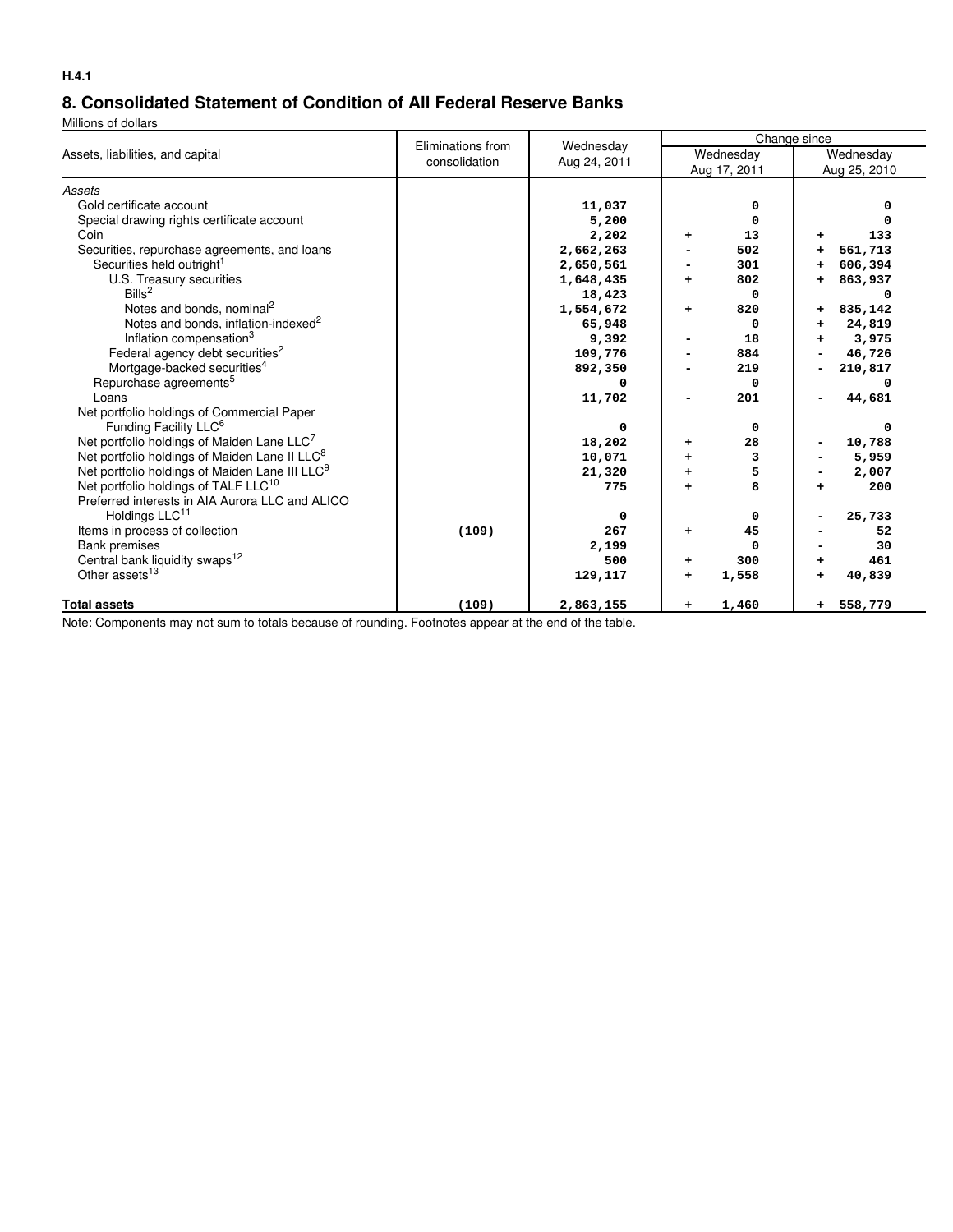H.4.1

## 8. Consolidated Statement of Condition of All Federal Reserve Banks

Millions of dollars

| Assets, liabilities, and capital | Eliminations from consolidation | Wednesday Aug 24, 2011 | Change since | |
|---|---|---|---|---|
| | | | Wednesday Aug 17, 2011 | Wednesday Aug 25, 2010 |
| *Assets* | | | | |
| Gold certificate account | | 11,037 | 0 | 0 |
| Special drawing rights certificate account | | 5,200 | 0 | 0 |
| Coin | | 2,202 | + 13 | + 133 |
| Securities, repurchase agreements, and loans | | 2,662,263 | - 502 | + 561,713 |
| Securities held outright[1] | | 2,650,561 | - 301 | + 606,394 |
| U.S. Treasury securities | | 1,648,435 | + 802 | + 863,937 |
| Bills[2] | | 18,423 | 0 | 0 |
| Notes and bonds, nominal[2] | | 1,554,672 | + 820 | + 835,142 |
| Notes and bonds, inflation-indexed[2] | | 65,948 | 0 | + 24,819 |
| Inflation compensation[3] | | 9,392 | - 18 | + 3,975 |
| Federal agency debt securities[2] | | 109,776 | - 884 | - 46,726 |
| Mortgage-backed securities[4] | | 892,350 | - 219 | - 210,817 |
| Repurchase agreements[5] | | 0 | 0 | 0 |
| Loans | | 11,702 | - 201 | - 44,681 |
| Net portfolio holdings of Commercial Paper Funding Facility LLC[6] | | 0 | 0 | 0 |
| Net portfolio holdings of Maiden Lane LLC[7] | | 18,202 | + 28 | - 10,788 |
| Net portfolio holdings of Maiden Lane II LLC[8] | | 10,071 | + 3 | - 5,959 |
| Net portfolio holdings of Maiden Lane III LLC[9] | | 21,320 | + 5 | - 2,007 |
| Net portfolio holdings of TALF LLC[10] | | 775 | + 8 | + 200 |
| Preferred interests in AIA Aurora LLC and ALICO Holdings LLC[11] | | 0 | 0 | - 25,733 |
| Items in process of collection | (109) | 267 | + 45 | - 52 |
| Bank premises | | 2,199 | 0 | - 30 |
| Central bank liquidity swaps[12] | | 500 | + 300 | + 461 |
| Other assets[13] | | 129,117 | + 1,558 | + 40,839 |
| **Total assets** | (109) | 2,863,155 | + 1,460 | + 558,779 |

Note: Components may not sum to totals because of rounding. Footnotes appear at the end of the table.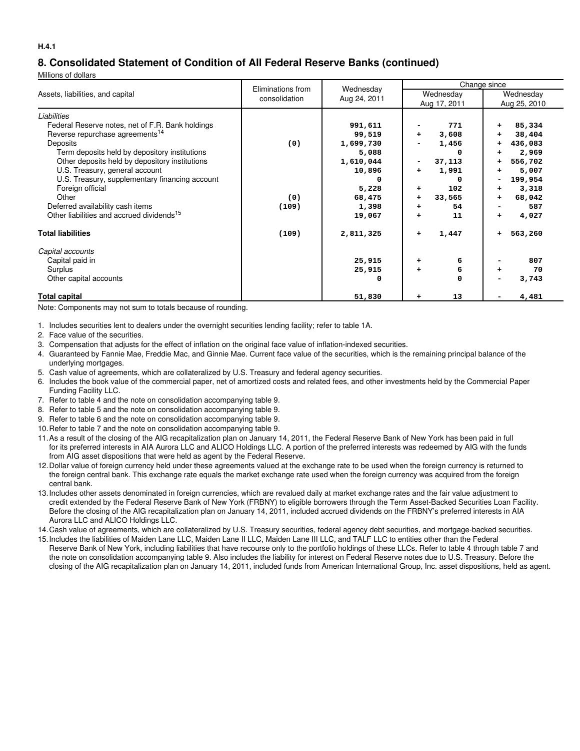H.4.1

## 8. Consolidated Statement of Condition of All Federal Reserve Banks (continued)

Millions of dollars

| Assets, liabilities, and capital | Eliminations from consolidation | Wednesday Aug 24, 2011 | Change since | |
|---|---|---|---|---|
| | | | Wednesday Aug 17, 2011 | Wednesday Aug 25, 2010 |
| *Liabilities* | | | | |
| Federal Reserve notes, net of F.R. Bank holdings | | 991,611 | - 771 | + 85,334 |
| Reverse repurchase agreements[14] | | 99,519 | + 3,608 | + 38,404 |
| Deposits | (0) | 1,699,730 | - 1,456 | + 436,083 |
| Term deposits held by depository institutions | | 5,088 | 0 | + 2,969 |
| Other deposits held by depository institutions | | 1,610,044 | - 37,113 | + 556,702 |
| U.S. Treasury, general account | | 10,896 | + 1,991 | + 5,007 |
| U.S. Treasury, supplementary financing account | | 0 | 0 | - 199,954 |
| Foreign official | | 5,228 | + 102 | + 3,318 |
| Other | (0) | 68,475 | + 33,565 | + 68,042 |
| Deferred availability cash items | (109) | 1,398 | + 54 | - 587 |
| Other liabilities and accrued dividends[15] | | 19,067 | + 11 | + 4,027 |
| **Total liabilities** | (109) | 2,811,325 | + 1,447 | + 563,260 |
| *Capital accounts* | | | | |
| Capital paid in | | 25,915 | + 6 | - 807 |
| Surplus | | 25,915 | + 6 | + 70 |
| Other capital accounts | | 0 | 0 | - 3,743 |
| **Total capital** | | 51,830 | + 13 | - 4,481 |

Note: Components may not sum to totals because of rounding.

1. Includes securities lent to dealers under the overnight securities lending facility; refer to table 1A.
2. Face value of the securities.
3. Compensation that adjusts for the effect of inflation on the original face value of inflation-indexed securities.
4. Guaranteed by Fannie Mae, Freddie Mac, and Ginnie Mae. Current face value of the securities, which is the remaining principal balance of the underlying mortgages.
5. Cash value of agreements, which are collateralized by U.S. Treasury and federal agency securities.
6. Includes the book value of the commercial paper, net of amortized costs and related fees, and other investments held by the Commercial Paper Funding Facility LLC.
7. Refer to table 4 and the note on consolidation accompanying table 9.
8. Refer to table 5 and the note on consolidation accompanying table 9.
9. Refer to table 6 and the note on consolidation accompanying table 9.
10. Refer to table 7 and the note on consolidation accompanying table 9.
11. As a result of the closing of the AIG recapitalization plan on January 14, 2011, the Federal Reserve Bank of New York has been paid in full for its preferred interests in AIA Aurora LLC and ALICO Holdings LLC. A portion of the preferred interests was redeemed by AIG with the funds from AIG asset dispositions that were held as agent by the Federal Reserve.
12. Dollar value of foreign currency held under these agreements valued at the exchange rate to be used when the foreign currency is returned to the foreign central bank. This exchange rate equals the market exchange rate used when the foreign currency was acquired from the foreign central bank.
13. Includes other assets denominated in foreign currencies, which are revalued daily at market exchange rates and the fair value adjustment to credit extended by the Federal Reserve Bank of New York (FRBNY) to eligible borrowers through the Term Asset-Backed Securities Loan Facility. Before the closing of the AIG recapitalization plan on January 14, 2011, included accrued dividends on the FRBNY's preferred interests in AIA Aurora LLC and ALICO Holdings LLC.
14. Cash value of agreements, which are collateralized by U.S. Treasury securities, federal agency debt securities, and mortgage-backed securities.
15. Includes the liabilities of Maiden Lane LLC, Maiden Lane II LLC, Maiden Lane III LLC, and TALF LLC to entities other than the Federal Reserve Bank of New York, including liabilities that have recourse only to the portfolio holdings of these LLCs. Refer to table 4 through table 7 and the note on consolidation accompanying table 9. Also includes the liability for interest on Federal Reserve notes due to U.S. Treasury. Before the closing of the AIG recapitalization plan on January 14, 2011, included funds from American International Group, Inc. asset dispositions, held as agent.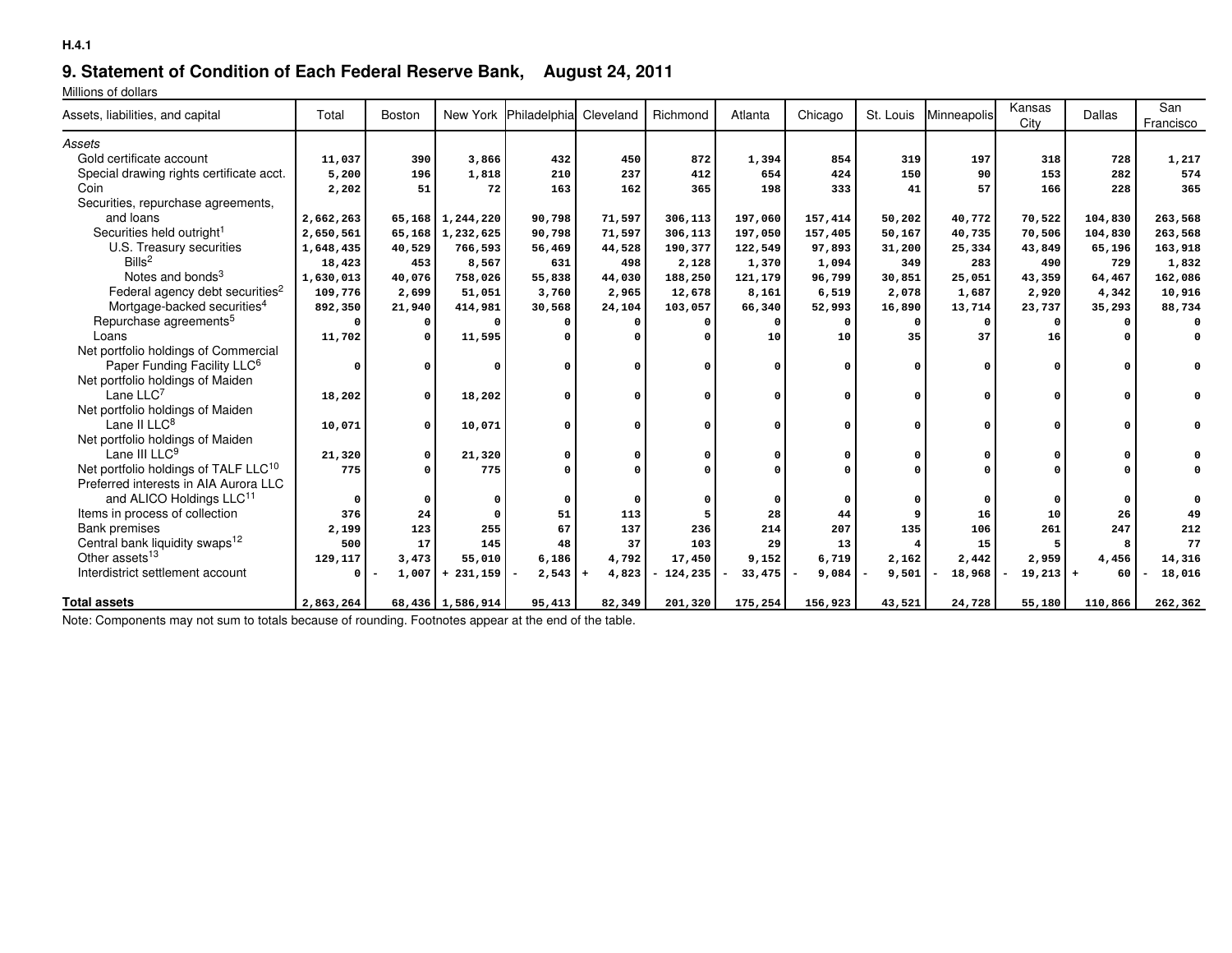H.4.1

# 9. Statement of Condition of Each Federal Reserve Bank, August 24, 2011

Millions of dollars

| Assets, liabilities, and capital | Total | Boston | New York | Philadelphia | Cleveland | Richmond | Atlanta | Chicago | St. Louis | Minneapolis | Kansas City | Dallas | San Francisco |
|---|---|---|---|---|---|---|---|---|---|---|---|---|---|
| *Assets* | | | | | | | | | | | | | |
| Gold certificate account | 11,037 | 390 | 3,866 | 432 | 450 | 872 | 1,394 | 854 | 319 | 197 | 318 | 728 | 1,217 |
| Special drawing rights certificate acct. | 5,200 | 196 | 1,818 | 210 | 237 | 412 | 654 | 424 | 150 | 90 | 153 | 282 | 574 |
| Coin | 2,202 | 51 | 72 | 163 | 162 | 365 | 198 | 333 | 41 | 57 | 166 | 228 | 365 |
| Securities, repurchase agreements, and loans | 2,662,263 | 65,168 | 1,244,220 | 90,798 | 71,597 | 306,113 | 197,060 | 157,414 | 50,202 | 40,772 | 70,522 | 104,830 | 263,568 |
| Securities held outright[1] | 2,650,561 | 65,168 | 1,232,625 | 90,798 | 71,597 | 306,113 | 197,050 | 157,405 | 50,167 | 40,735 | 70,506 | 104,830 | 263,568 |
| U.S. Treasury securities | 1,648,435 | 40,529 | 766,593 | 56,469 | 44,528 | 190,377 | 122,549 | 97,893 | 31,200 | 25,334 | 43,849 | 65,196 | 163,918 |
| Bills[2] | 18,423 | 453 | 8,567 | 631 | 498 | 2,128 | 1,370 | 1,094 | 349 | 283 | 490 | 729 | 1,832 |
| Notes and bonds[3] | 1,630,013 | 40,076 | 758,026 | 55,838 | 44,030 | 188,250 | 121,179 | 96,799 | 30,851 | 25,051 | 43,359 | 64,467 | 162,086 |
| Federal agency debt securities[2] | 109,776 | 2,699 | 51,051 | 3,760 | 2,965 | 12,678 | 8,161 | 6,519 | 2,078 | 1,687 | 2,920 | 4,342 | 10,916 |
| Mortgage-backed securities[4] | 892,350 | 21,940 | 414,981 | 30,568 | 24,104 | 103,057 | 66,340 | 52,993 | 16,890 | 13,714 | 23,737 | 35,293 | 88,734 |
| Repurchase agreements[5] | 0 | 0 | 0 | 0 | 0 | 0 | 0 | 0 | 0 | 0 | 0 | 0 | 0 |
| Loans | 11,702 | 0 | 11,595 | 0 | 0 | 0 | 10 | 10 | 35 | 37 | 16 | 0 | 0 |
| Net portfolio holdings of Commercial Paper Funding Facility LLC[6] | 0 | 0 | 0 | 0 | 0 | 0 | 0 | 0 | 0 | 0 | 0 | 0 | 0 |
| Net portfolio holdings of Maiden Lane LLC[7] | 18,202 | 0 | 18,202 | 0 | 0 | 0 | 0 | 0 | 0 | 0 | 0 | 0 | 0 |
| Net portfolio holdings of Maiden Lane II LLC[8] | 10,071 | 0 | 10,071 | 0 | 0 | 0 | 0 | 0 | 0 | 0 | 0 | 0 | 0 |
| Net portfolio holdings of Maiden Lane III LLC[9] | 21,320 | 0 | 21,320 | 0 | 0 | 0 | 0 | 0 | 0 | 0 | 0 | 0 | 0 |
| Net portfolio holdings of TALF LLC[10] | 775 | 0 | 775 | 0 | 0 | 0 | 0 | 0 | 0 | 0 | 0 | 0 | 0 |
| Preferred interests in AIA Aurora LLC and ALICO Holdings LLC[11] | 0 | 0 | 0 | 0 | 0 | 0 | 0 | 0 | 0 | 0 | 0 | 0 | 0 |
| Items in process of collection | 376 | 24 | 0 | 51 | 113 | 5 | 28 | 44 | 9 | 16 | 10 | 26 | 49 |
| Bank premises | 2,199 | 123 | 255 | 67 | 137 | 236 | 214 | 207 | 135 | 106 | 261 | 247 | 212 |
| Central bank liquidity swaps[12] | 500 | 17 | 145 | 48 | 37 | 103 | 29 | 13 | 4 | 15 | 5 | 8 | 77 |
| Other assets[13] | 129,117 | 3,473 | 55,010 | 6,186 | 4,792 | 17,450 | 9,152 | 6,719 | 2,162 | 2,442 | 2,959 | 4,456 | 14,316 |
| Interdistrict settlement account | 0 | - 1,007 | + 231,159 | - 2,543 | + 4,823 | - 124,235 | - 33,475 | - 9,084 | - 9,501 | - 18,968 | - 19,213 | + 60 | - 18,016 |
| **Total assets** | 2,863,264 | 68,436 | 1,586,914 | 95,413 | 82,349 | 201,320 | 175,254 | 156,923 | 43,521 | 24,728 | 55,180 | 110,866 | 262,362 |

Note: Components may not sum to totals because of rounding. Footnotes appear at the end of the table.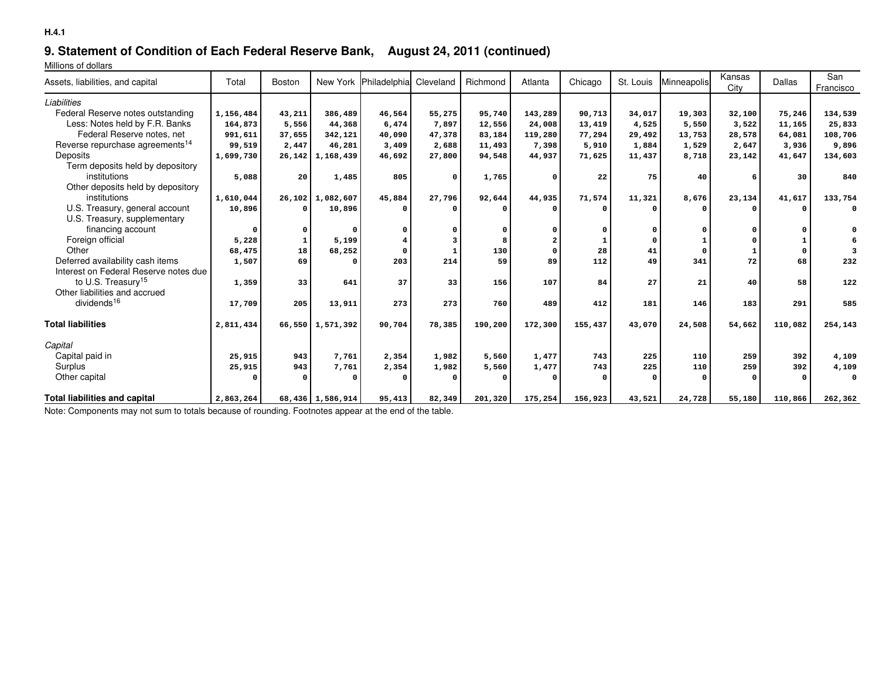H.4.1

## 9. Statement of Condition of Each Federal Reserve Bank, August 24, 2011 (continued)

Millions of dollars

| Assets, liabilities, and capital | Total | Boston | New York | Philadelphia | Cleveland | Richmond | Atlanta | Chicago | St. Louis | Minneapolis | Kansas City | Dallas | San Francisco |
|---|---|---|---|---|---|---|---|---|---|---|---|---|---|
| *Liabilities* | | | | | | | | | | | | | |
| Federal Reserve notes outstanding | 1,156,484 | 43,211 | 386,489 | 46,564 | 55,275 | 95,740 | 143,289 | 90,713 | 34,017 | 19,303 | 32,100 | 75,246 | 134,539 |
| Less: Notes held by F.R. Banks | 164,873 | 5,556 | 44,368 | 6,474 | 7,897 | 12,556 | 24,008 | 13,419 | 4,525 | 5,550 | 3,522 | 11,165 | 25,833 |
| Federal Reserve notes, net | 991,611 | 37,655 | 342,121 | 40,090 | 47,378 | 83,184 | 119,280 | 77,294 | 29,492 | 13,753 | 28,578 | 64,081 | 108,706 |
| Reverse repurchase agreements[14] | 99,519 | 2,447 | 46,281 | 3,409 | 2,688 | 11,493 | 7,398 | 5,910 | 1,884 | 1,529 | 2,647 | 3,936 | 9,896 |
| Deposits | 1,699,730 | 26,142 | 1,168,439 | 46,692 | 27,800 | 94,548 | 44,937 | 71,625 | 11,437 | 8,718 | 23,142 | 41,647 | 134,603 |
| Term deposits held by depository institutions | 5,088 | 20 | 1,485 | 805 | 0 | 1,765 | 0 | 22 | 75 | 40 | 6 | 30 | 840 |
| Other deposits held by depository institutions | 1,610,044 | 26,102 | 1,082,607 | 45,884 | 27,796 | 92,644 | 44,935 | 71,574 | 11,321 | 8,676 | 23,134 | 41,617 | 133,754 |
| U.S. Treasury, general account | 10,896 | 0 | 10,896 | 0 | 0 | 0 | 0 | 0 | 0 | 0 | 0 | 0 | 0 |
| U.S. Treasury, supplementary financing account | 0 | 0 | 0 | 0 | 0 | 0 | 0 | 0 | 0 | 0 | 0 | 0 | 0 |
| Foreign official | 5,228 | 1 | 5,199 | 4 | 3 | 8 | 2 | 1 | 0 | 1 | 0 | 1 | 6 |
| Other | 68,475 | 18 | 68,252 | 0 | 1 | 130 | 0 | 28 | 41 | 0 | 1 | 0 | 3 |
| Deferred availability cash items | 1,507 | 69 | 0 | 203 | 214 | 59 | 89 | 112 | 49 | 341 | 72 | 68 | 232 |
| Interest on Federal Reserve notes due to U.S. Treasury[15] | 1,359 | 33 | 641 | 37 | 33 | 156 | 107 | 84 | 27 | 21 | 40 | 58 | 122 |
| Other liabilities and accrued dividends[16] | 17,709 | 205 | 13,911 | 273 | 273 | 760 | 489 | 412 | 181 | 146 | 183 | 291 | 585 |
| **Total liabilities** | 2,811,434 | 66,550 | 1,571,392 | 90,704 | 78,385 | 190,200 | 172,300 | 155,437 | 43,070 | 24,508 | 54,662 | 110,082 | 254,143 |
| *Capital* | | | | | | | | | | | | | |
| Capital paid in | 25,915 | 943 | 7,761 | 2,354 | 1,982 | 5,560 | 1,477 | 743 | 225 | 110 | 259 | 392 | 4,109 |
| Surplus | 25,915 | 943 | 7,761 | 2,354 | 1,982 | 5,560 | 1,477 | 743 | 225 | 110 | 259 | 392 | 4,109 |
| Other capital | 0 | 0 | 0 | 0 | 0 | 0 | 0 | 0 | 0 | 0 | 0 | 0 | 0 |
| **Total liabilities and capital** | 2,863,264 | 68,436 | 1,586,914 | 95,413 | 82,349 | 201,320 | 175,254 | 156,923 | 43,521 | 24,728 | 55,180 | 110,866 | 262,362 |

Note: Components may not sum to totals because of rounding. Footnotes appear at the end of the table.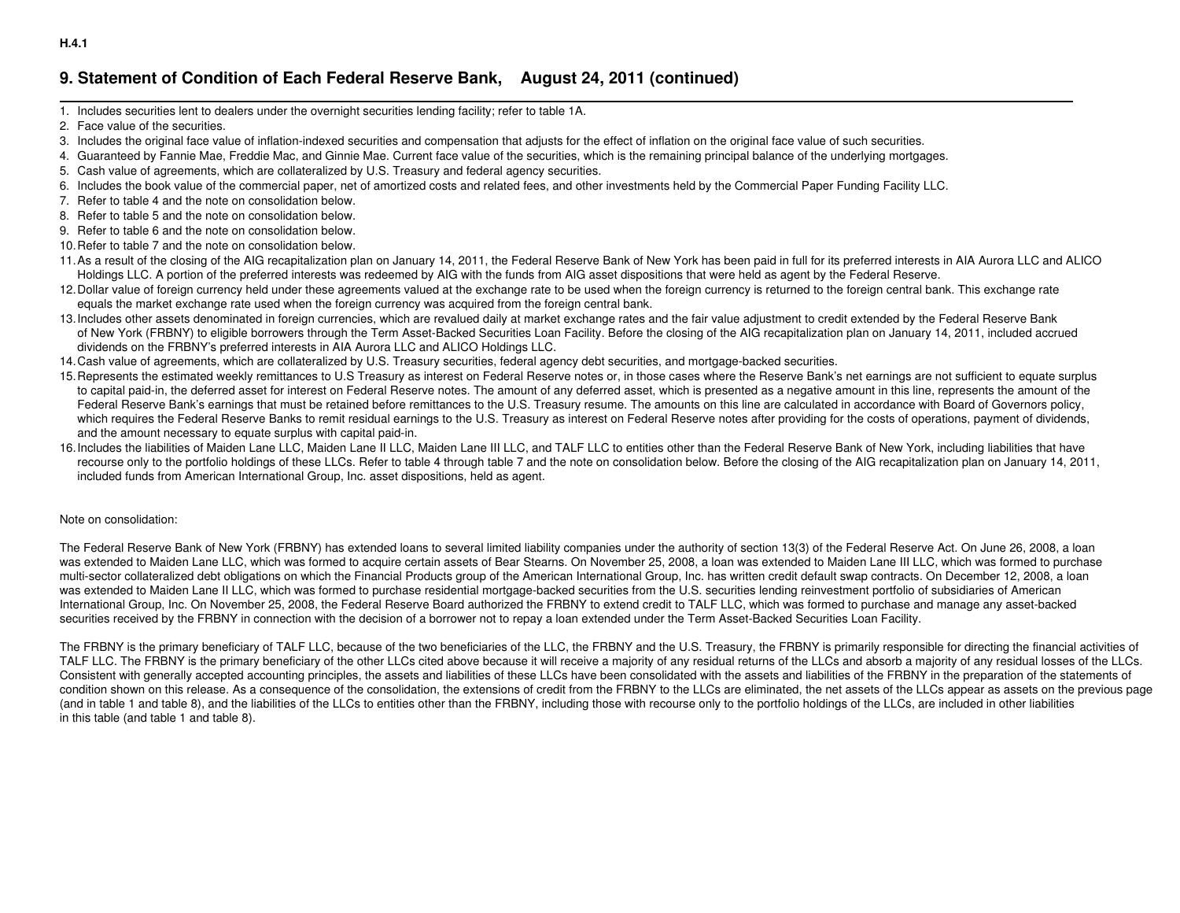## 9. Statement of Condition of Each Federal Reserve Bank, August 24, 2011 (continued)

1. Includes securities lent to dealers under the overnight securities lending facility; refer to table 1A.
2. Face value of the securities.
3. Includes the original face value of inflation-indexed securities and compensation that adjusts for the effect of inflation on the original face value of such securities.
4. Guaranteed by Fannie Mae, Freddie Mac, and Ginnie Mae. Current face value of the securities, which is the remaining principal balance of the underlying mortgages.
5. Cash value of agreements, which are collateralized by U.S. Treasury and federal agency securities.
6. Includes the book value of the commercial paper, net of amortized costs and related fees, and other investments held by the Commercial Paper Funding Facility LLC.
7. Refer to table 4 and the note on consolidation below.
8. Refer to table 5 and the note on consolidation below.
9. Refer to table 6 and the note on consolidation below.
10. Refer to table 7 and the note on consolidation below.
11. As a result of the closing of the AIG recapitalization plan on January 14, 2011, the Federal Reserve Bank of New York has been paid in full for its preferred interests in AIA Aurora LLC and ALICO Holdings LLC. A portion of the preferred interests was redeemed by AIG with the funds from AIG asset dispositions that were held as agent by the Federal Reserve.
12. Dollar value of foreign currency held under these agreements valued at the exchange rate to be used when the foreign currency is returned to the foreign central bank. This exchange rate equals the market exchange rate used when the foreign currency was acquired from the foreign central bank.
13. Includes other assets denominated in foreign currencies, which are revalued daily at market exchange rates and the fair value adjustment to credit extended by the Federal Reserve Bank of New York (FRBNY) to eligible borrowers through the Term Asset-Backed Securities Loan Facility. Before the closing of the AIG recapitalization plan on January 14, 2011, included accrued dividends on the FRBNY's preferred interests in AIA Aurora LLC and ALICO Holdings LLC.
14. Cash value of agreements, which are collateralized by U.S. Treasury securities, federal agency debt securities, and mortgage-backed securities.
15. Represents the estimated weekly remittances to U.S Treasury as interest on Federal Reserve notes or, in those cases where the Reserve Bank's net earnings are not sufficient to equate surplus to capital paid-in, the deferred asset for interest on Federal Reserve notes. The amount of any deferred asset, which is presented as a negative amount in this line, represents the amount of the Federal Reserve Bank's earnings that must be retained before remittances to the U.S. Treasury resume. The amounts on this line are calculated in accordance with Board of Governors policy, which requires the Federal Reserve Banks to remit residual earnings to the U.S. Treasury as interest on Federal Reserve notes after providing for the costs of operations, payment of dividends, and the amount necessary to equate surplus with capital paid-in.
16. Includes the liabilities of Maiden Lane LLC, Maiden Lane II LLC, Maiden Lane III LLC, and TALF LLC to entities other than the Federal Reserve Bank of New York, including liabilities that have recourse only to the portfolio holdings of these LLCs. Refer to table 4 through table 7 and the note on consolidation below. Before the closing of the AIG recapitalization plan on January 14, 2011, included funds from American International Group, Inc. asset dispositions, held as agent.

Note on consolidation:

The Federal Reserve Bank of New York (FRBNY) has extended loans to several limited liability companies under the authority of section 13(3) of the Federal Reserve Act. On June 26, 2008, a loan was extended to Maiden Lane LLC, which was formed to acquire certain assets of Bear Stearns. On November 25, 2008, a loan was extended to Maiden Lane III LLC, which was formed to purchase multi-sector collateralized debt obligations on which the Financial Products group of the American International Group, Inc. has written credit default swap contracts. On December 12, 2008, a loan was extended to Maiden Lane II LLC, which was formed to purchase residential mortgage-backed securities from the U.S. securities lending reinvestment portfolio of subsidiaries of American International Group, Inc. On November 25, 2008, the Federal Reserve Board authorized the FRBNY to extend credit to TALF LLC, which was formed to purchase and manage any asset-backed securities received by the FRBNY in connection with the decision of a borrower not to repay a loan extended under the Term Asset-Backed Securities Loan Facility.

The FRBNY is the primary beneficiary of TALF LLC, because of the two beneficiaries of the LLC, the FRBNY and the U.S. Treasury, the FRBNY is primarily responsible for directing the financial activities of TALF LLC. The FRBNY is the primary beneficiary of the other LLCs cited above because it will receive a majority of any residual returns of the LLCs and absorb a majority of any residual losses of the LLCs. Consistent with generally accepted accounting principles, the assets and liabilities of these LLCs have been consolidated with the assets and liabilities of the FRBNY in the preparation of the statements of condition shown on this release. As a consequence of the consolidation, the extensions of credit from the FRBNY to the LLCs are eliminated, the net assets of the LLCs appear as assets on the previous page (and in table 1 and table 8), and the liabilities of the LLCs to entities other than the FRBNY, including those with recourse only to the portfolio holdings of the LLCs, are included in other liabilities in this table (and table 1 and table 8).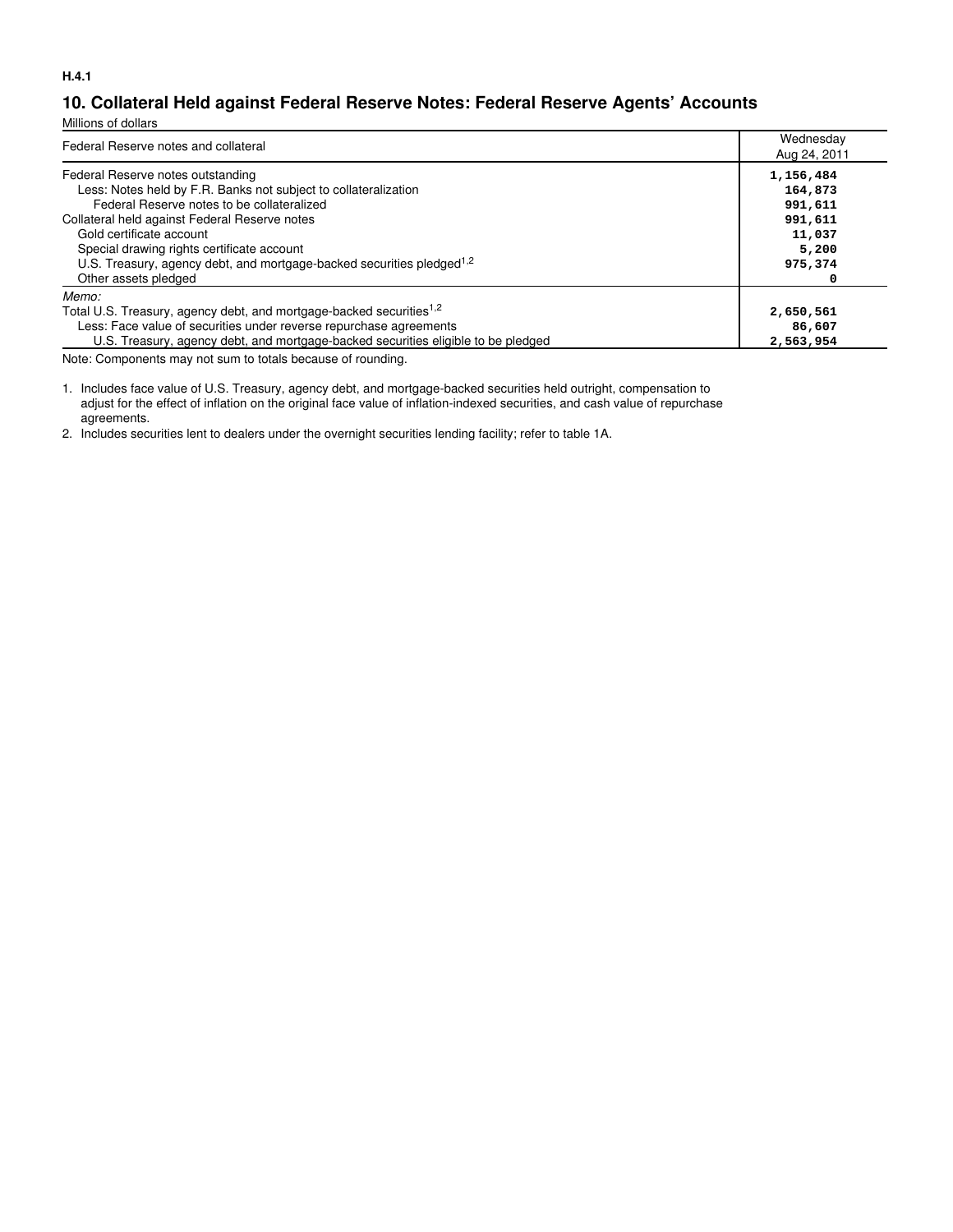H.4.1

## 10. Collateral Held against Federal Reserve Notes: Federal Reserve Agents' Accounts

Millions of dollars

| Federal Reserve notes and collateral | Wednesday Aug 24, 2011 |
|---|---|
| Federal Reserve notes outstanding | **1,156,484** |
| Less: Notes held by F.R. Banks not subject to collateralization | **164,873** |
| Federal Reserve notes to be collateralized | **991,611** |
| Collateral held against Federal Reserve notes | **991,611** |
| Gold certificate account | **11,037** |
| Special drawing rights certificate account | **5,200** |
| U.S. Treasury, agency debt, and mortgage-backed securities pledged[1,2] | **975,374** |
| Other assets pledged | **0** |
| *Memo:* | |
| Total U.S. Treasury, agency debt, and mortgage-backed securities[1,2] | **2,650,561** |
| Less: Face value of securities under reverse repurchase agreements | **86,607** |
| U.S. Treasury, agency debt, and mortgage-backed securities eligible to be pledged | **2,563,954** |

Note: Components may not sum to totals because of rounding.

1. Includes face value of U.S. Treasury, agency debt, and mortgage-backed securities held outright, compensation to adjust for the effect of inflation on the original face value of inflation-indexed securities, and cash value of repurchase agreements.
2. Includes securities lent to dealers under the overnight securities lending facility; refer to table 1A.